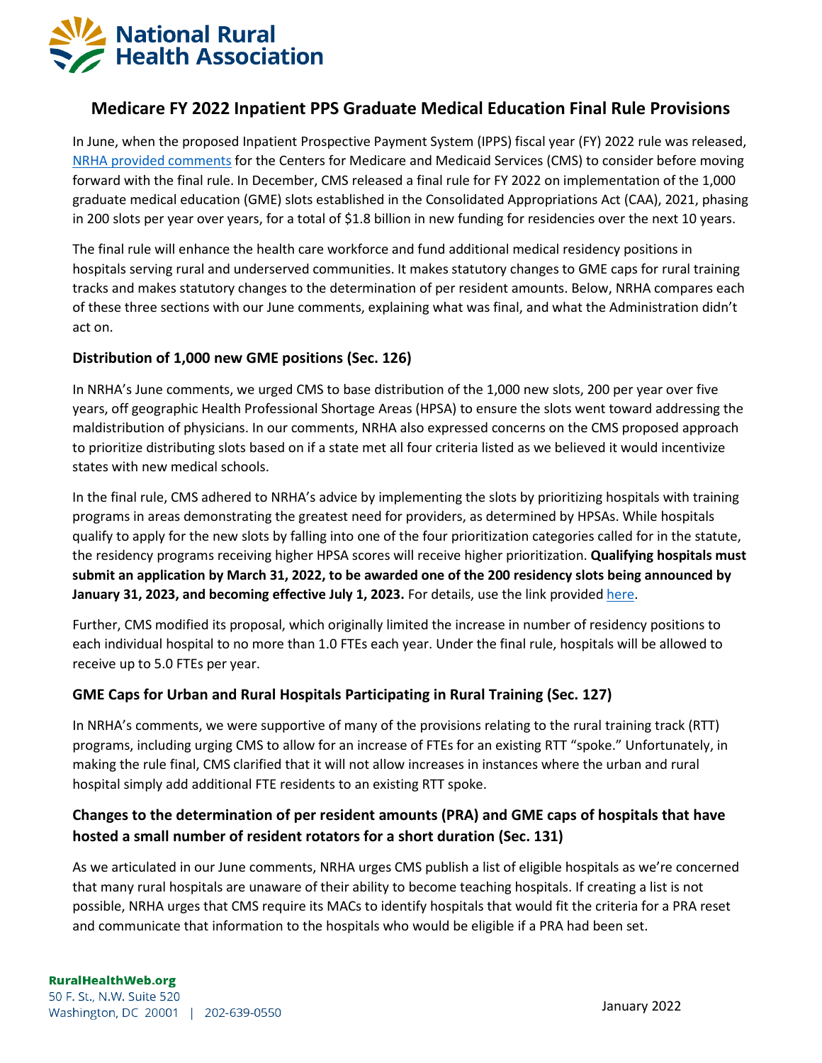# Medicare FY 2022 Inpatient PPS Graduate Medical Education Final Rule Provisions

In June, when the proposed Inpatient Prospective Payment System (IPPS) fiscal year (FY) 2022 rule was released, NRHA provided comments for the Centers for Medicare and Medicaid Services (CMS) to consider before moving forward with the final rule. In December, CMS released a final rule for FY 2022 on implementation of the 1,000 graduate medical education (GME) slots established in the Consolidated Appropriations Act (CAA), 2021, phasing in 200 slots per year over years, for a total of $1.8 billion in new funding for residencies over the next 10 years.

The final rule will enhance the health care workforce and fund additional medical residency positions in hospitals serving rural and underserved communities. It makes statutory changes to GME caps for rural training tracks and makes statutory changes to the determination of per resident amounts. Below, NRHA compares each of these three sections with our June comments, explaining what was final, and what the Administration didn't act on.

## Distribution of 1,000 new GME positions (Sec. 126)

In NRHA's June comments, we urged CMS to base distribution of the 1,000 new slots, 200 per year over five years, off geographic Health Professional Shortage Areas (HPSA) to ensure the slots went toward addressing the maldistribution of physicians. In our comments, NRHA also expressed concerns on the CMS proposed approach to prioritize distributing slots based on if a state met all four criteria listed as we believed it would incentivize states with new medical schools.

In the final rule, CMS adhered to NRHA's advice by implementing the slots by prioritizing hospitals with training programs in areas demonstrating the greatest need for providers, as determined by HPSAs. While hospitals qualify to apply for the new slots by falling into one of the four prioritization categories called for in the statute, the residency programs receiving higher HPSA scores will receive higher prioritization. **Qualifying hospitals must submit an application by March 31, 2022, to be awarded one of the 200 residency slots being announced by January 31, 2023, and becoming effective July 1, 2023.** For details, use the link provided here.

Further, CMS modified its proposal, which originally limited the increase in number of residency positions to each individual hospital to no more than 1.0 FTEs each year. Under the final rule, hospitals will be allowed to receive up to 5.0 FTEs per year.

## GME Caps for Urban and Rural Hospitals Participating in Rural Training (Sec. 127)

In NRHA's comments, we were supportive of many of the provisions relating to the rural training track (RTT) programs, including urging CMS to allow for an increase of FTEs for an existing RTT "spoke." Unfortunately, in making the rule final, CMS clarified that it will not allow increases in instances where the urban and rural hospital simply add additional FTE residents to an existing RTT spoke.

## Changes to the determination of per resident amounts (PRA) and GME caps of hospitals that have hosted a small number of resident rotators for a short duration (Sec. 131)

As we articulated in our June comments, NRHA urges CMS publish a list of eligible hospitals as we're concerned that many rural hospitals are unaware of their ability to become teaching hospitals. If creating a list is not possible, NRHA urges that CMS require its MACs to identify hospitals that would fit the criteria for a PRA reset and communicate that information to the hospitals who would be eligible if a PRA had been set.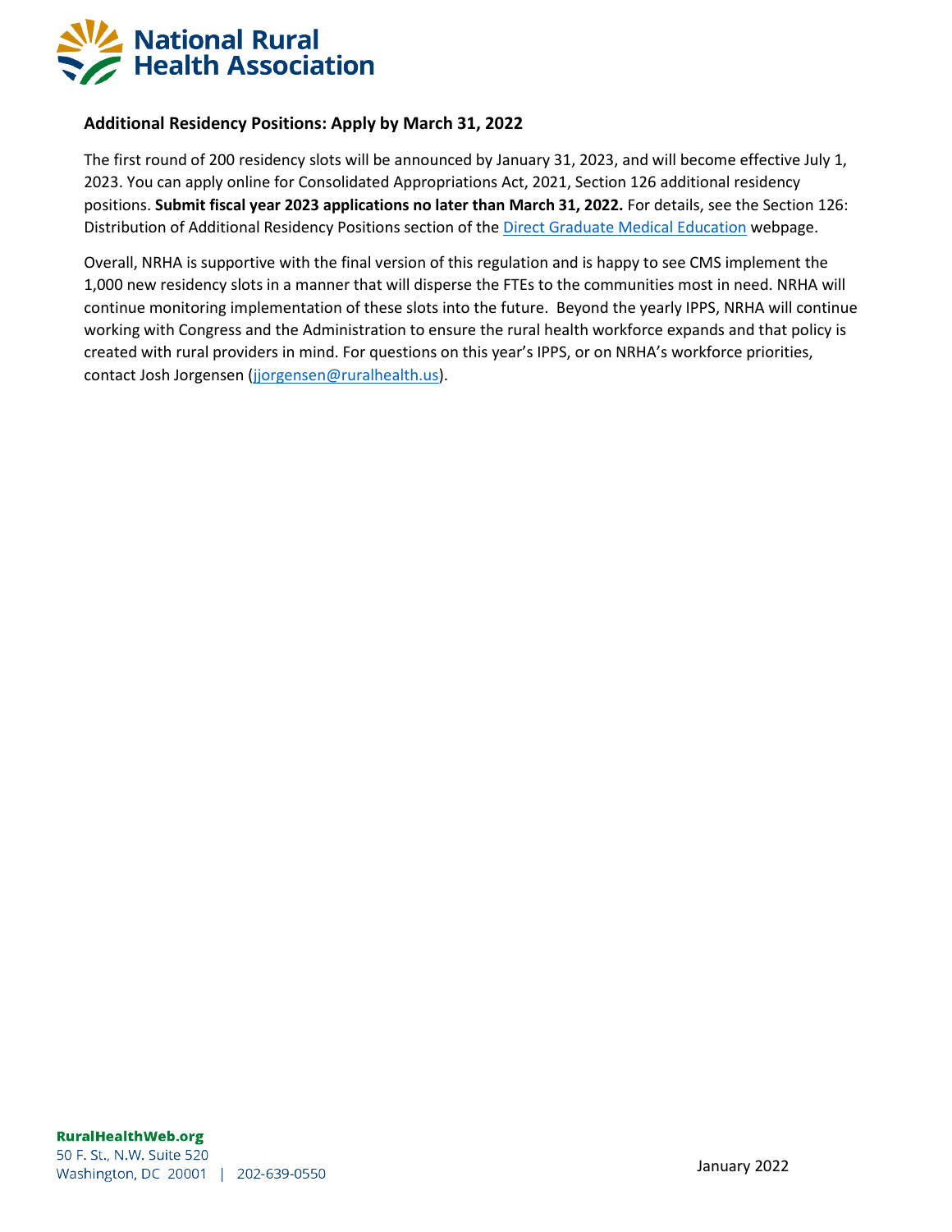### Additional Residency Positions: Apply by March 31, 2022

The first round of 200 residency slots will be announced by January 31, 2023, and will become effective July 1, 2023. You can apply online for Consolidated Appropriations Act, 2021, Section 126 additional residency positions. **Submit fiscal year 2023 applications no later than March 31, 2022.** For details, see the Section 126: Distribution of Additional Residency Positions section of the [Direct Graduate Medical Education]() webpage.

Overall, NRHA is supportive with the final version of this regulation and is happy to see CMS implement the 1,000 new residency slots in a manner that will disperse the FTEs to the communities most in need. NRHA will continue monitoring implementation of these slots into the future. Beyond the yearly IPPS, NRHA will continue working with Congress and the Administration to ensure the rural health workforce expands and that policy is created with rural providers in mind. For questions on this year's IPPS, or on NRHA's workforce priorities, contact Josh Jorgensen ([jjorgensen@ruralhealth.us](mailto:jjorgensen@ruralhealth.us)).